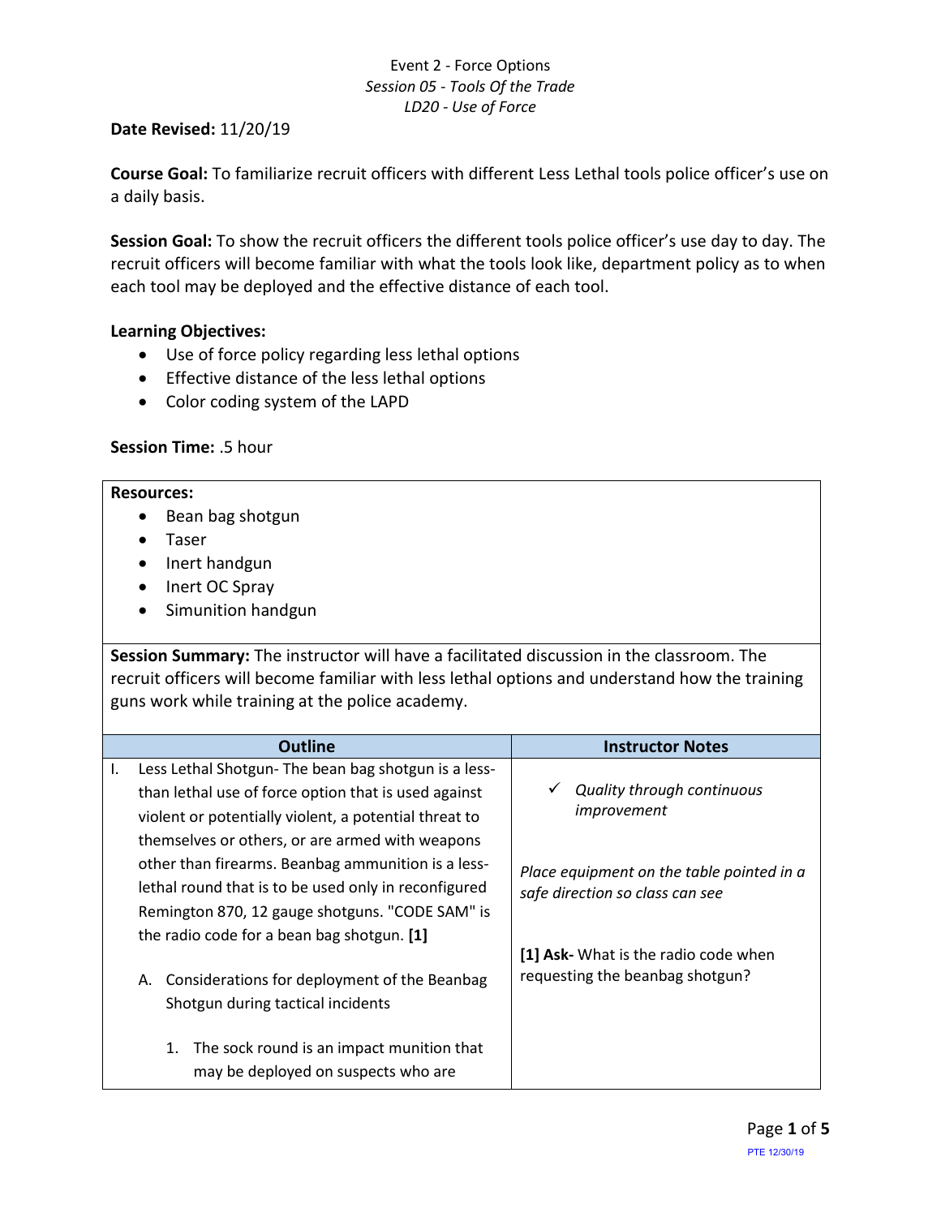Event 2 - Force Options
*Session 05 - Tools Of the Trade*
*LD20 - Use of Force*

**Date Revised:** 11/20/19

**Course Goal:** To familiarize recruit officers with different Less Lethal tools police officer's use on a daily basis.

**Session Goal:** To show the recruit officers the different tools police officer's use day to day. The recruit officers will become familiar with what the tools look like, department policy as to when each tool may be deployed and the effective distance of each tool.

**Learning Objectives:**

- Use of force policy regarding less lethal options
- Effective distance of the less lethal options
- Color coding system of the LAPD

**Session Time:** .5 hour

**Resources:**

- Bean bag shotgun
- Taser
- Inert handgun
- Inert OC Spray
- Simunition handgun

**Session Summary:** The instructor will have a facilitated discussion in the classroom. The recruit officers will become familiar with less lethal options and understand how the training guns work while training at the police academy.

| Outline | Instructor Notes |
|---|---|
| I. Less Lethal Shotgun- The bean bag shotgun is a less-than lethal use of force option that is used against violent or potentially violent, a potential threat to themselves or others, or are armed with weapons other than firearms. Beanbag ammunition is a less-lethal round that is to be used only in reconfigured Remington 870, 12 gauge shotguns. "CODE SAM" is the radio code for a bean bag shotgun. **[1]** | ✓ *Quality through continuous improvement*<br><br>*Place equipment on the table pointed in a safe direction so class can see*<br><br>**[1] Ask-** What is the radio code when requesting the beanbag shotgun? |
| A. Considerations for deployment of the Beanbag Shotgun during tactical incidents | |
| 1. The sock round is an impact munition that may be deployed on suspects who are | |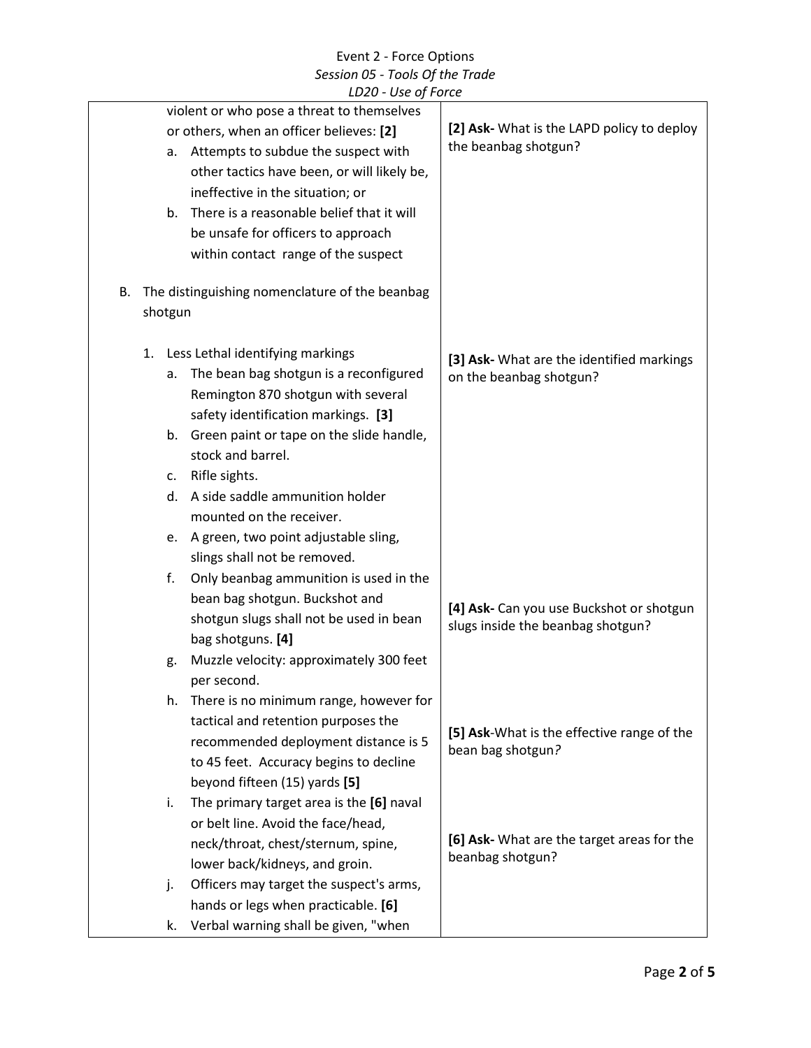| | |
|---|---|
| violent or who pose a threat to themselves or others, when an officer believes: **[2]**<br>a. Attempts to subdue the suspect with other tactics have been, or will likely be, ineffective in the situation; or<br>b. There is a reasonable belief that it will be unsafe for officers to approach within contact range of the suspect | **[2] Ask-** What is the LAPD policy to deploy the beanbag shotgun? |
| B. The distinguishing nomenclature of the beanbag shotgun | |
| 1. Less Lethal identifying markings<br>a. The bean bag shotgun is a reconfigured Remington 870 shotgun with several safety identification markings. **[3]**<br>b. Green paint or tape on the slide handle, stock and barrel.<br>c. Rifle sights.<br>d. A side saddle ammunition holder mounted on the receiver.<br>e. A green, two point adjustable sling, slings shall not be removed. | **[3] Ask-** What are the identified markings on the beanbag shotgun? |
| f. Only beanbag ammunition is used in the bean bag shotgun. Buckshot and shotgun slugs shall not be used in bean bag shotguns. **[4]**<br>g. Muzzle velocity: approximately 300 feet per second. | **[4] Ask-** Can you use Buckshot or shotgun slugs inside the beanbag shotgun? |
| h. There is no minimum range, however for tactical and retention purposes the recommended deployment distance is 5 to 45 feet. Accuracy begins to decline beyond fifteen (15) yards **[5]** | **[5] Ask**-What is the effective range of the bean bag shotgun? |
| i. The primary target area is the **[6]** naval or belt line. Avoid the face/head, neck/throat, chest/sternum, spine, lower back/kidneys, and groin.<br>j. Officers may target the suspect's arms, hands or legs when practicable. **[6]**<br>k. Verbal warning shall be given, "when | **[6] Ask-** What are the target areas for the beanbag shotgun? |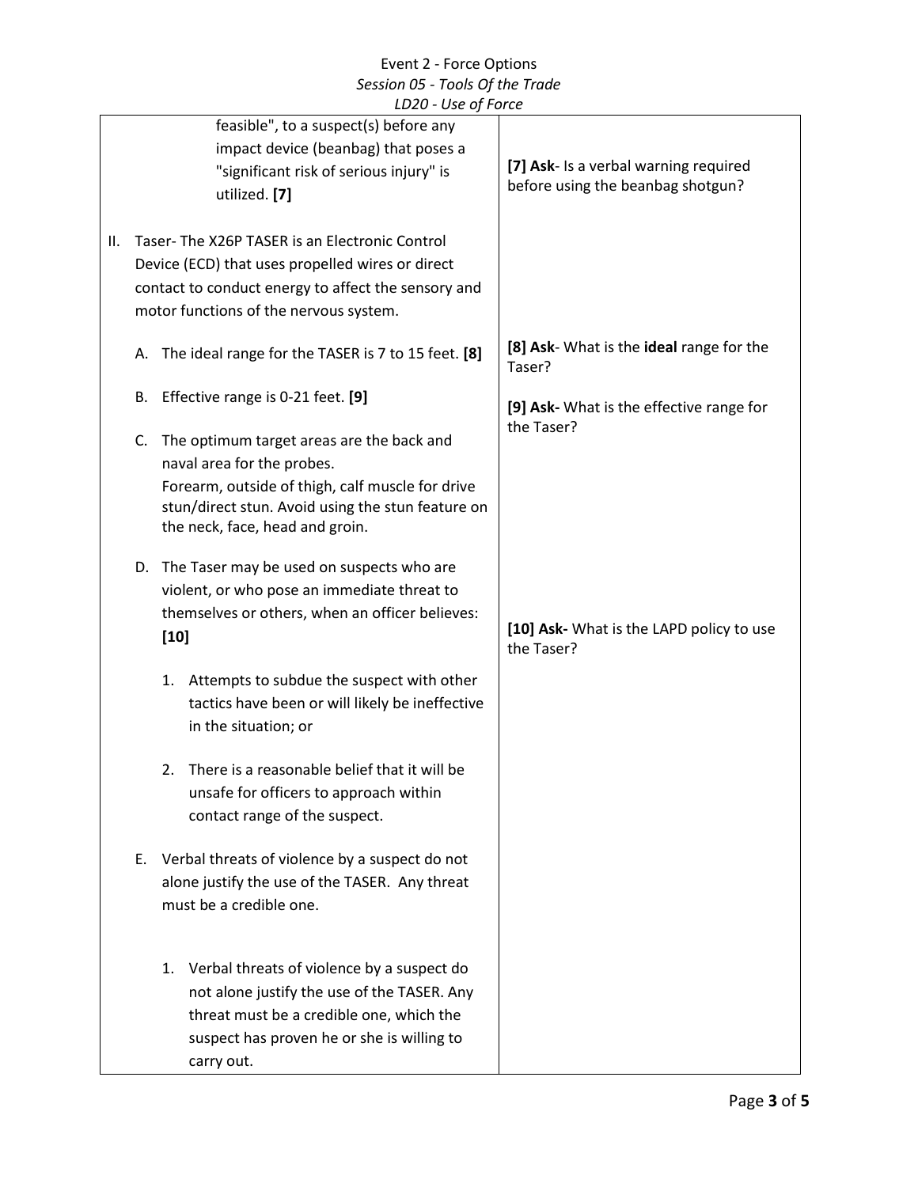| | |
|---|---|
| feasible", to a suspect(s) before any impact device (beanbag) that poses a "significant risk of serious injury" is utilized. **[7]** | **[7] Ask**- Is a verbal warning required before using the beanbag shotgun? |
| II. Taser- The X26P TASER is an Electronic Control Device (ECD) that uses propelled wires or direct contact to conduct energy to affect the sensory and motor functions of the nervous system. | |
| A. The ideal range for the TASER is 7 to 15 feet. **[8]** | **[8] Ask**- What is the **ideal** range for the Taser? |
| B. Effective range is 0-21 feet. **[9]** | **[9] Ask-** What is the effective range for the Taser? |
| C. The optimum target areas are the back and naval area for the probes.<br>Forearm, outside of thigh, calf muscle for drive stun/direct stun. Avoid using the stun feature on the neck, face, head and groin. | |
| D. The Taser may be used on suspects who are violent, or who pose an immediate threat to themselves or others, when an officer believes: **[10]** | **[10] Ask-** What is the LAPD policy to use the Taser? |
| 1. Attempts to subdue the suspect with other tactics have been or will likely be ineffective in the situation; or | |
| 2. There is a reasonable belief that it will be unsafe for officers to approach within contact range of the suspect. | |
| E. Verbal threats of violence by a suspect do not alone justify the use of the TASER. Any threat must be a credible one. | |
| 1. Verbal threats of violence by a suspect do not alone justify the use of the TASER. Any threat must be a credible one, which the suspect has proven he or she is willing to carry out. | |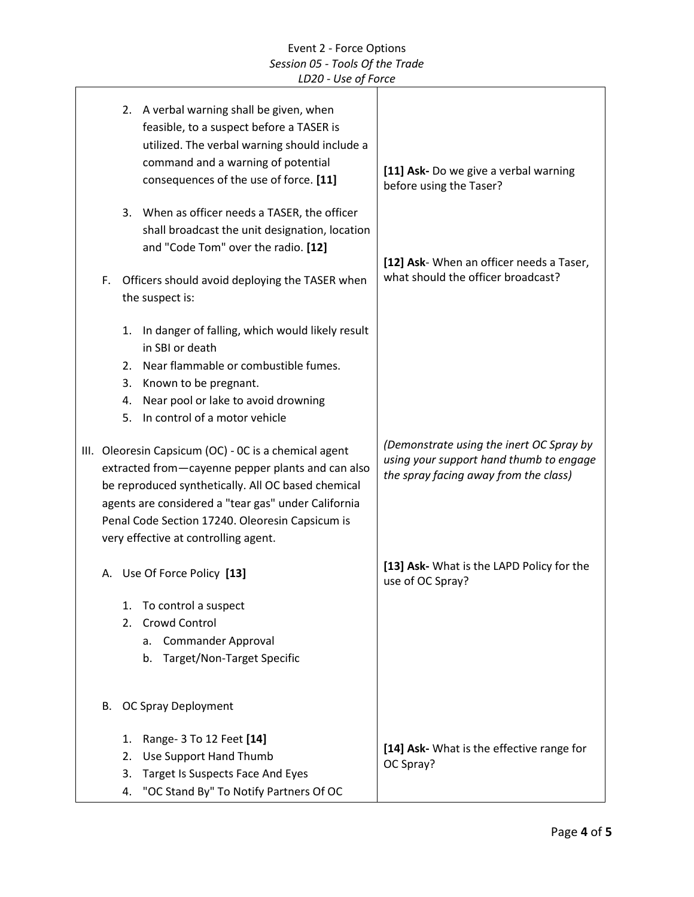| | |
|---|---|
| 2. A verbal warning shall be given, when feasible, to a suspect before a TASER is utilized. The verbal warning should include a command and a warning of potential consequences of the use of force. **[11]** | **[11] Ask-** Do we give a verbal warning before using the Taser? |
| 3. When as officer needs a TASER, the officer shall broadcast the unit designation, location and "Code Tom" over the radio. **[12]** | **[12] Ask**- When an officer needs a Taser, what should the officer broadcast? |
| F. Officers should avoid deploying the TASER when the suspect is:<br>1. In danger of falling, which would likely result in SBI or death<br>2. Near flammable or combustible fumes.<br>3. Known to be pregnant.<br>4. Near pool or lake to avoid drowning<br>5. In control of a motor vehicle | |
| III. Oleoresin Capsicum (OC) - 0C is a chemical agent extracted from—cayenne pepper plants and can also be reproduced synthetically. All OC based chemical agents are considered a "tear gas" under California Penal Code Section 17240. Oleoresin Capsicum is very effective at controlling agent. | *(Demonstrate using the inert OC Spray by using your support hand thumb to engage the spray facing away from the class)* |
| A. Use Of Force Policy **[13]**<br>1. To control a suspect<br>2. Crowd Control<br>a. Commander Approval<br>b. Target/Non-Target Specific | **[13] Ask-** What is the LAPD Policy for the use of OC Spray? |
| B. OC Spray Deployment<br>1. Range- 3 To 12 Feet **[14]**<br>2. Use Support Hand Thumb<br>3. Target Is Suspects Face And Eyes<br>4. "OC Stand By" To Notify Partners Of OC | **[14] Ask-** What is the effective range for OC Spray? |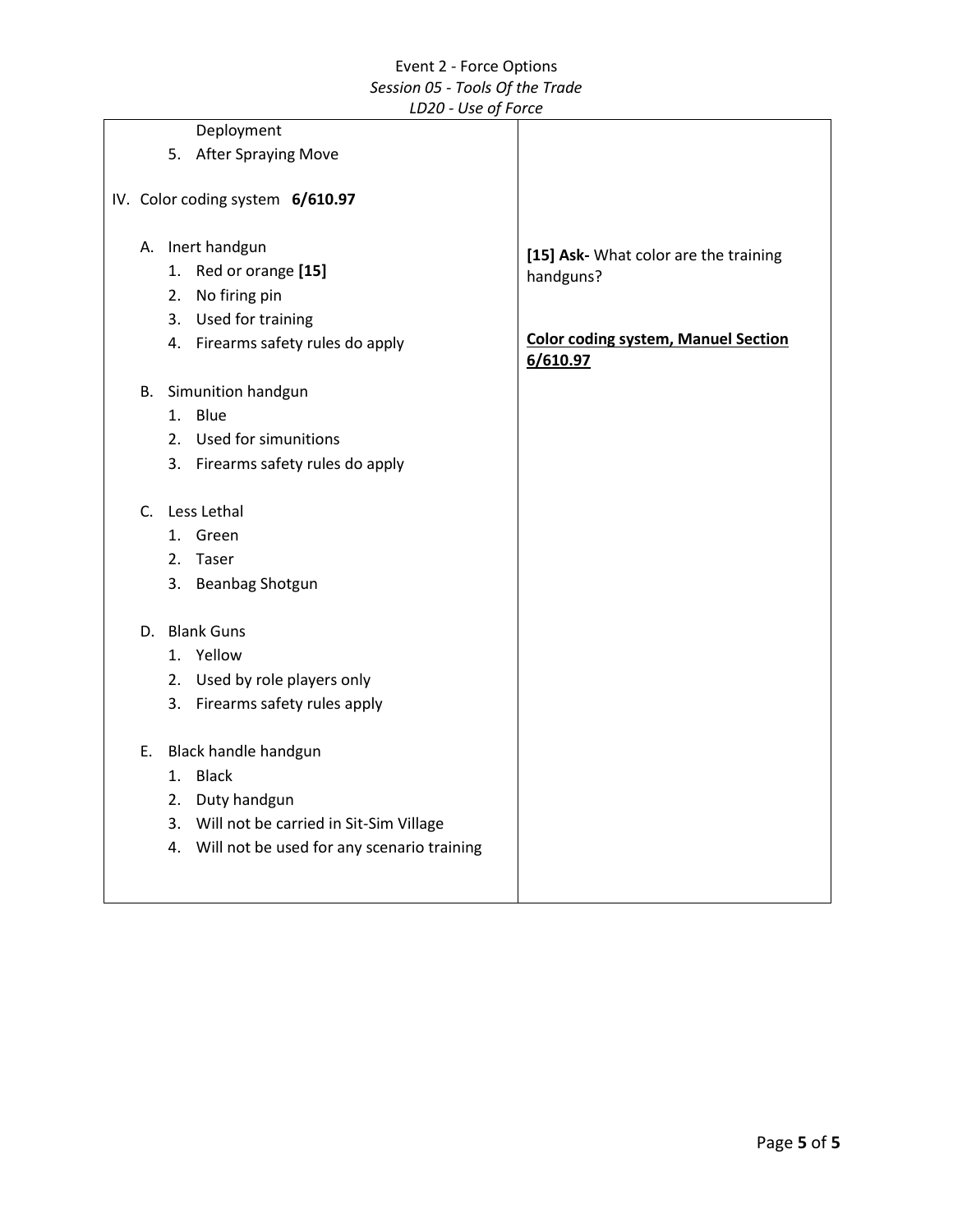| | |
|---|---|
| Deployment<br>5. After Spraying Move<br><br>IV. Color coding system **6/610.97**<br><br>A. Inert handgun<br>1. Red or orange **[15]**<br>2. No firing pin<br>3. Used for training<br>4. Firearms safety rules do apply<br><br>B. Simunition handgun<br>1. Blue<br>2. Used for simunitions<br>3. Firearms safety rules do apply<br><br>C. Less Lethal<br>1. Green<br>2. Taser<br>3. Beanbag Shotgun<br><br>D. Blank Guns<br>1. Yellow<br>2. Used by role players only<br>3. Firearms safety rules apply<br><br>E. Black handle handgun<br>1. Black<br>2. Duty handgun<br>3. Will not be carried in Sit-Sim Village<br>4. Will not be used for any scenario training | **[15] Ask-** What color are the training handguns?<br><br>**Color coding system, Manuel Section 6/610.97** |